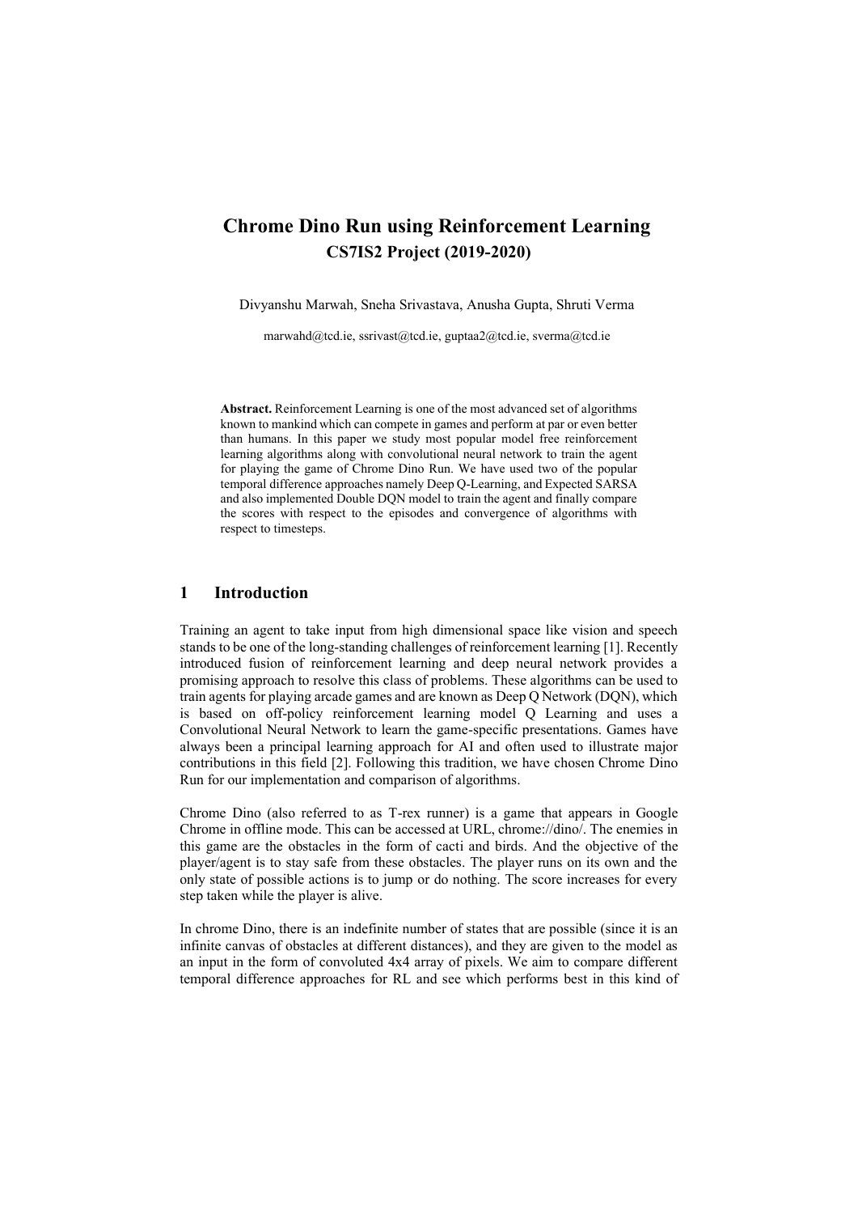# Chrome Dino Run using Reinforcement Learning

## CS7IS2 Project (2019-2020)

Divyanshu Marwah, Sneha Srivastava, Anusha Gupta, Shruti Verma

marwahd@tcd.ie, ssrivast@tcd.ie, guptaa2@tcd.ie, sverma@tcd.ie

**Abstract.** Reinforcement Learning is one of the most advanced set of algorithms known to mankind which can compete in games and perform at par or even better than humans. In this paper we study most popular model free reinforcement learning algorithms along with convolutional neural network to train the agent for playing the game of Chrome Dino Run. We have used two of the popular temporal difference approaches namely Deep Q-Learning, and Expected SARSA and also implemented Double DQN model to train the agent and finally compare the scores with respect to the episodes and convergence of algorithms with respect to timesteps.

## 1 Introduction

Training an agent to take input from high dimensional space like vision and speech stands to be one of the long-standing challenges of reinforcement learning [1]. Recently introduced fusion of reinforcement learning and deep neural network provides a promising approach to resolve this class of problems. These algorithms can be used to train agents for playing arcade games and are known as Deep Q Network (DQN), which is based on off-policy reinforcement learning model Q Learning and uses a Convolutional Neural Network to learn the game-specific presentations. Games have always been a principal learning approach for AI and often used to illustrate major contributions in this field [2]. Following this tradition, we have chosen Chrome Dino Run for our implementation and comparison of algorithms.

Chrome Dino (also referred to as T-rex runner) is a game that appears in Google Chrome in offline mode. This can be accessed at URL, chrome://dino/. The enemies in this game are the obstacles in the form of cacti and birds. And the objective of the player/agent is to stay safe from these obstacles. The player runs on its own and the only state of possible actions is to jump or do nothing. The score increases for every step taken while the player is alive.

In chrome Dino, there is an indefinite number of states that are possible (since it is an infinite canvas of obstacles at different distances), and they are given to the model as an input in the form of convoluted 4x4 array of pixels. We aim to compare different temporal difference approaches for RL and see which performs best in this kind of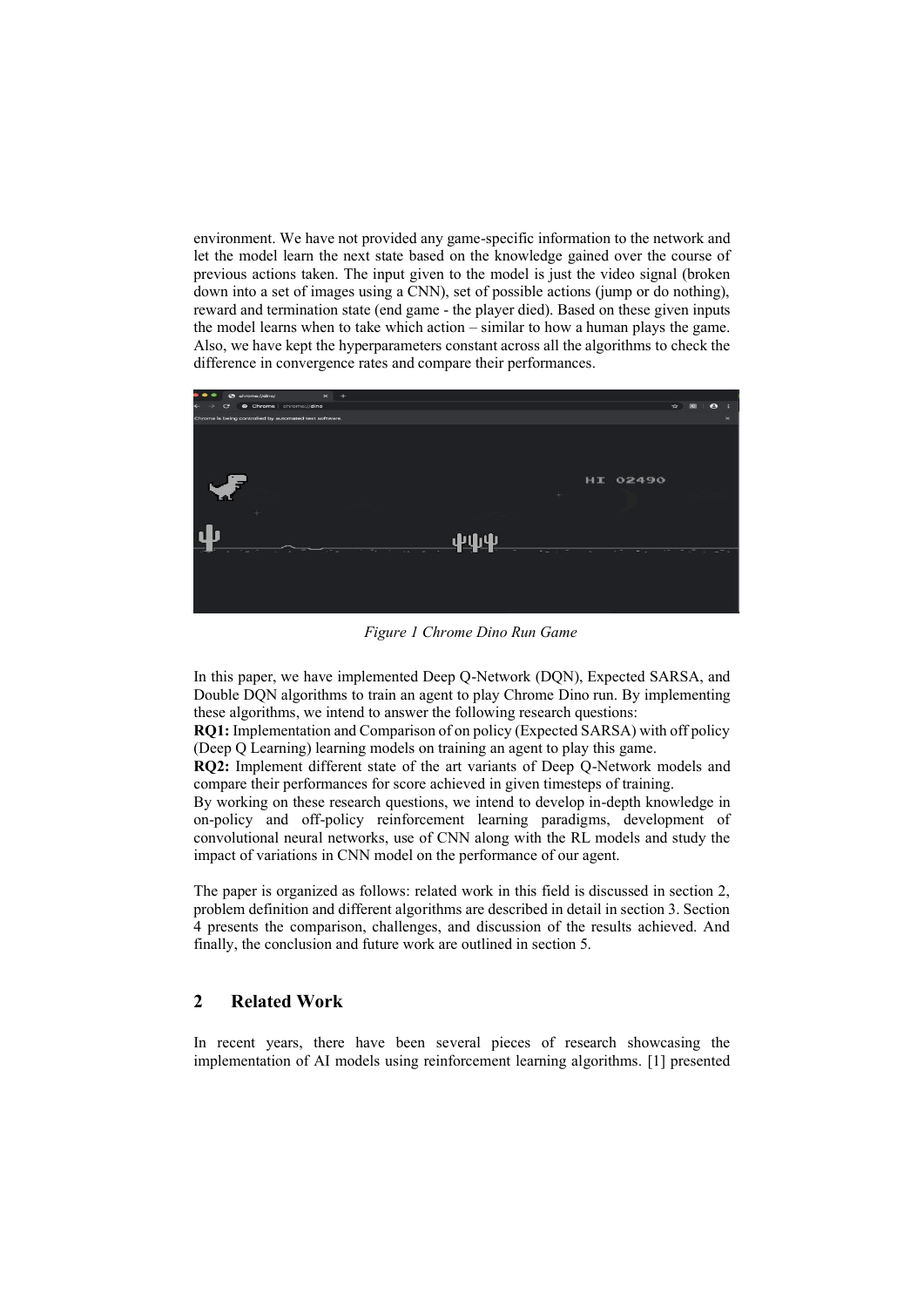environment. We have not provided any game-specific information to the network and let the model learn the next state based on the knowledge gained over the course of previous actions taken. The input given to the model is just the video signal (broken down into a set of images using a CNN), set of possible actions (jump or do nothing), reward and termination state (end game - the player died). Based on these given inputs the model learns when to take which action – similar to how a human plays the game. Also, we have kept the hyperparameters constant across all the algorithms to check the difference in convergence rates and compare their performances.

*Figure 1 Chrome Dino Run Game*

In this paper, we have implemented Deep Q-Network (DQN), Expected SARSA, and Double DQN algorithms to train an agent to play Chrome Dino run. By implementing these algorithms, we intend to answer the following research questions:

**RQ1:** Implementation and Comparison of on policy (Expected SARSA) with off policy (Deep Q Learning) learning models on training an agent to play this game.

**RQ2:** Implement different state of the art variants of Deep Q-Network models and compare their performances for score achieved in given timesteps of training.

By working on these research questions, we intend to develop in-depth knowledge in on-policy and off-policy reinforcement learning paradigms, development of convolutional neural networks, use of CNN along with the RL models and study the impact of variations in CNN model on the performance of our agent.

The paper is organized as follows: related work in this field is discussed in section 2, problem definition and different algorithms are described in detail in section 3. Section 4 presents the comparison, challenges, and discussion of the results achieved. And finally, the conclusion and future work are outlined in section 5.

## 2 Related Work

In recent years, there have been several pieces of research showcasing the implementation of AI models using reinforcement learning algorithms. [1] presented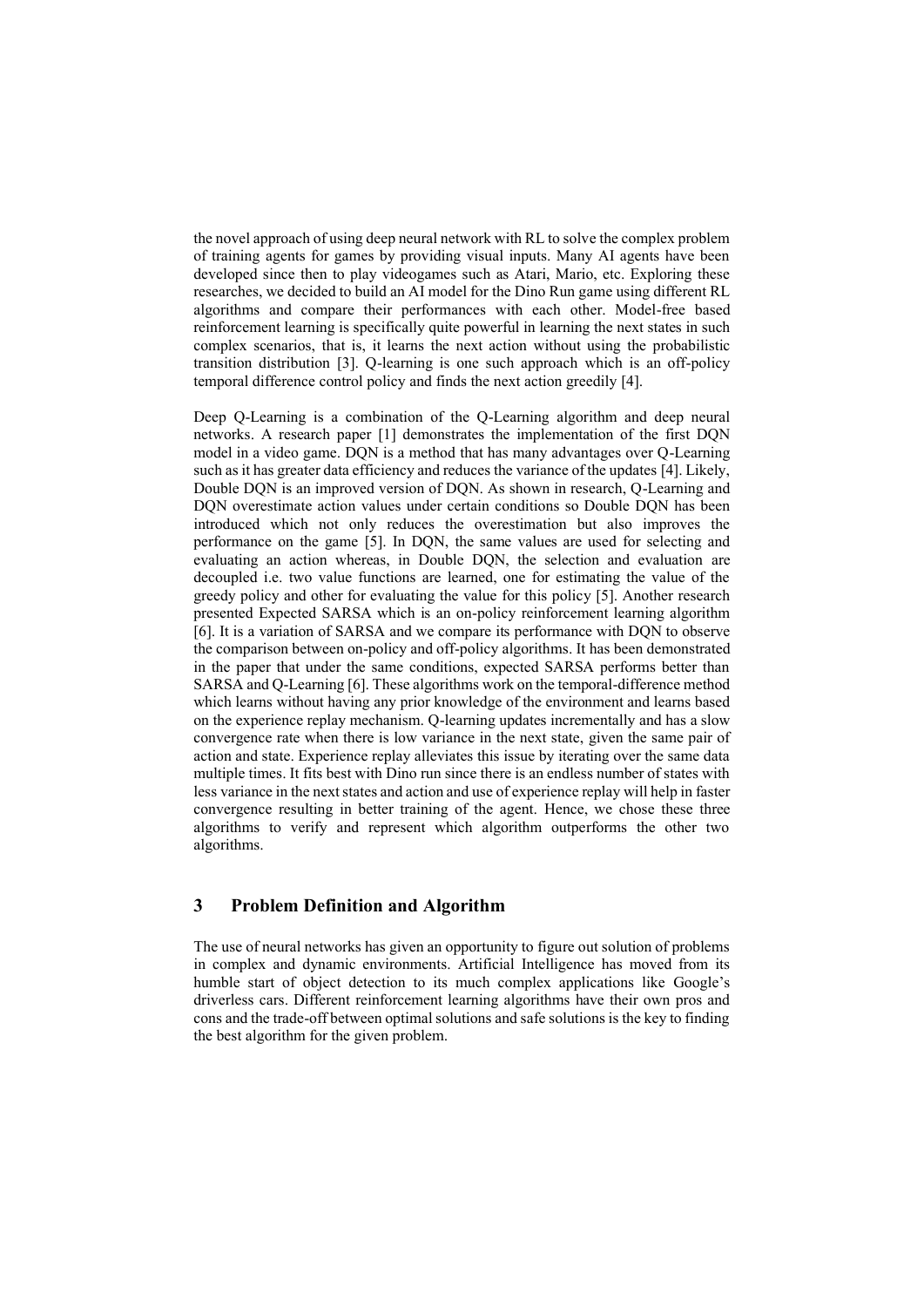the novel approach of using deep neural network with RL to solve the complex problem of training agents for games by providing visual inputs. Many AI agents have been developed since then to play videogames such as Atari, Mario, etc. Exploring these researches, we decided to build an AI model for the Dino Run game using different RL algorithms and compare their performances with each other. Model-free based reinforcement learning is specifically quite powerful in learning the next states in such complex scenarios, that is, it learns the next action without using the probabilistic transition distribution [3]. Q-learning is one such approach which is an off-policy temporal difference control policy and finds the next action greedily [4].

Deep Q-Learning is a combination of the Q-Learning algorithm and deep neural networks. A research paper [1] demonstrates the implementation of the first DQN model in a video game. DQN is a method that has many advantages over Q-Learning such as it has greater data efficiency and reduces the variance of the updates [4]. Likely, Double DQN is an improved version of DQN. As shown in research, Q-Learning and DQN overestimate action values under certain conditions so Double DQN has been introduced which not only reduces the overestimation but also improves the performance on the game [5]. In DQN, the same values are used for selecting and evaluating an action whereas, in Double DQN, the selection and evaluation are decoupled i.e. two value functions are learned, one for estimating the value of the greedy policy and other for evaluating the value for this policy [5]. Another research presented Expected SARSA which is an on-policy reinforcement learning algorithm [6]. It is a variation of SARSA and we compare its performance with DQN to observe the comparison between on-policy and off-policy algorithms. It has been demonstrated in the paper that under the same conditions, expected SARSA performs better than SARSA and Q-Learning [6]. These algorithms work on the temporal-difference method which learns without having any prior knowledge of the environment and learns based on the experience replay mechanism. Q-learning updates incrementally and has a slow convergence rate when there is low variance in the next state, given the same pair of action and state. Experience replay alleviates this issue by iterating over the same data multiple times. It fits best with Dino run since there is an endless number of states with less variance in the next states and action and use of experience replay will help in faster convergence resulting in better training of the agent. Hence, we chose these three algorithms to verify and represent which algorithm outperforms the other two algorithms.

## 3 Problem Definition and Algorithm

The use of neural networks has given an opportunity to figure out solution of problems in complex and dynamic environments. Artificial Intelligence has moved from its humble start of object detection to its much complex applications like Google's driverless cars. Different reinforcement learning algorithms have their own pros and cons and the trade-off between optimal solutions and safe solutions is the key to finding the best algorithm for the given problem.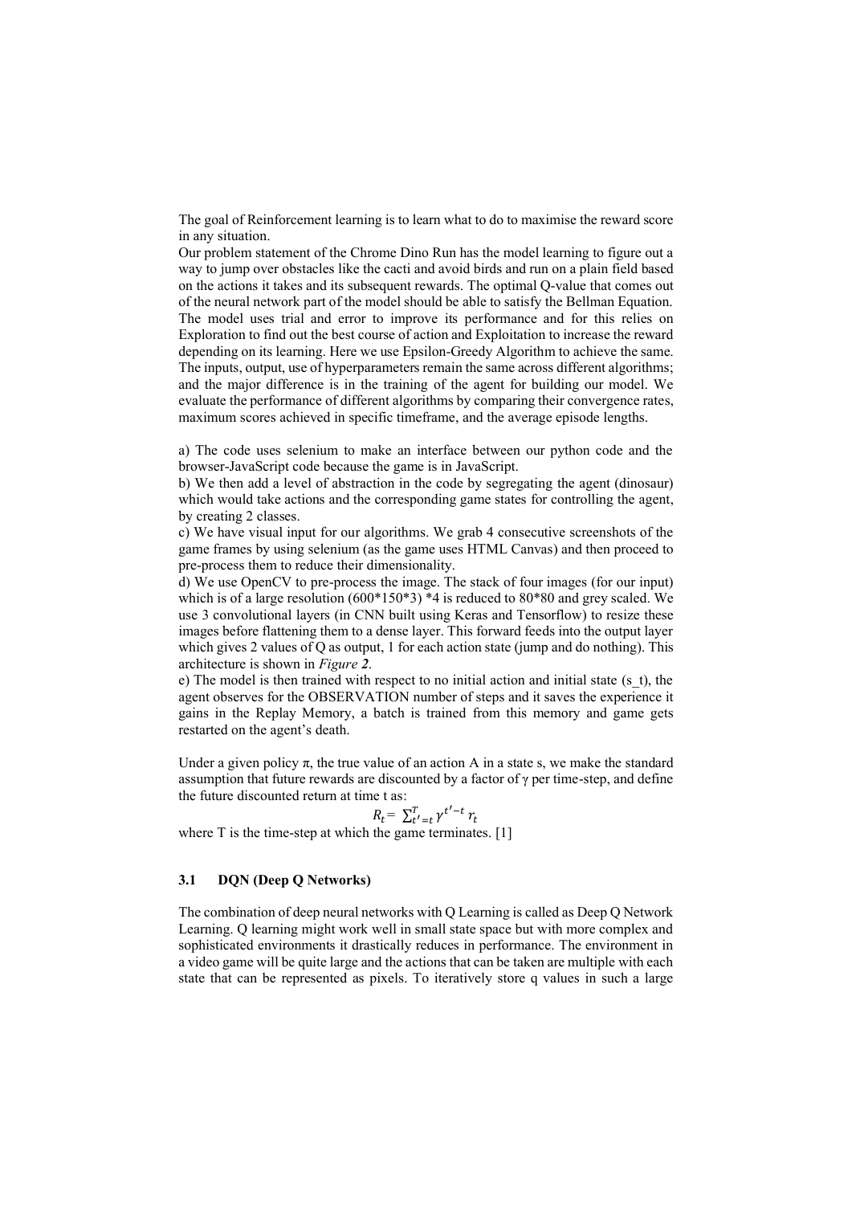The goal of Reinforcement learning is to learn what to do to maximise the reward score in any situation.

Our problem statement of the Chrome Dino Run has the model learning to figure out a way to jump over obstacles like the cacti and avoid birds and run on a plain field based on the actions it takes and its subsequent rewards. The optimal Q-value that comes out of the neural network part of the model should be able to satisfy the Bellman Equation. The model uses trial and error to improve its performance and for this relies on Exploration to find out the best course of action and Exploitation to increase the reward depending on its learning. Here we use Epsilon-Greedy Algorithm to achieve the same. The inputs, output, use of hyperparameters remain the same across different algorithms; and the major difference is in the training of the agent for building our model. We evaluate the performance of different algorithms by comparing their convergence rates, maximum scores achieved in specific timeframe, and the average episode lengths.

a) The code uses selenium to make an interface between our python code and the browser-JavaScript code because the game is in JavaScript.

b) We then add a level of abstraction in the code by segregating the agent (dinosaur) which would take actions and the corresponding game states for controlling the agent, by creating 2 classes.

c) We have visual input for our algorithms. We grab 4 consecutive screenshots of the game frames by using selenium (as the game uses HTML Canvas) and then proceed to pre-process them to reduce their dimensionality.

d) We use OpenCV to pre-process the image. The stack of four images (for our input) which is of a large resolution (600*150*3) *4 is reduced to 80*80 and grey scaled. We use 3 convolutional layers (in CNN built using Keras and Tensorflow) to resize these images before flattening them to a dense layer. This forward feeds into the output layer which gives 2 values of Q as output, 1 for each action state (jump and do nothing). This architecture is shown in *Figure **2***.

e) The model is then trained with respect to no initial action and initial state (s_t), the agent observes for the OBSERVATION number of steps and it saves the experience it gains in the Replay Memory, a batch is trained from this memory and game gets restarted on the agent's death.

Under a given policy π, the true value of an action A in a state s, we make the standard assumption that future rewards are discounted by a factor of γ per time-step, and define the future discounted return at time t as:

$$R_t = \sum_{t'=t}^{T} \gamma^{t'-t} r_t$$

where T is the time-step at which the game terminates. [1]

### 3.1 DQN (Deep Q Networks)

The combination of deep neural networks with Q Learning is called as Deep Q Network Learning. Q learning might work well in small state space but with more complex and sophisticated environments it drastically reduces in performance. The environment in a video game will be quite large and the actions that can be taken are multiple with each state that can be represented as pixels. To iteratively store q values in such a large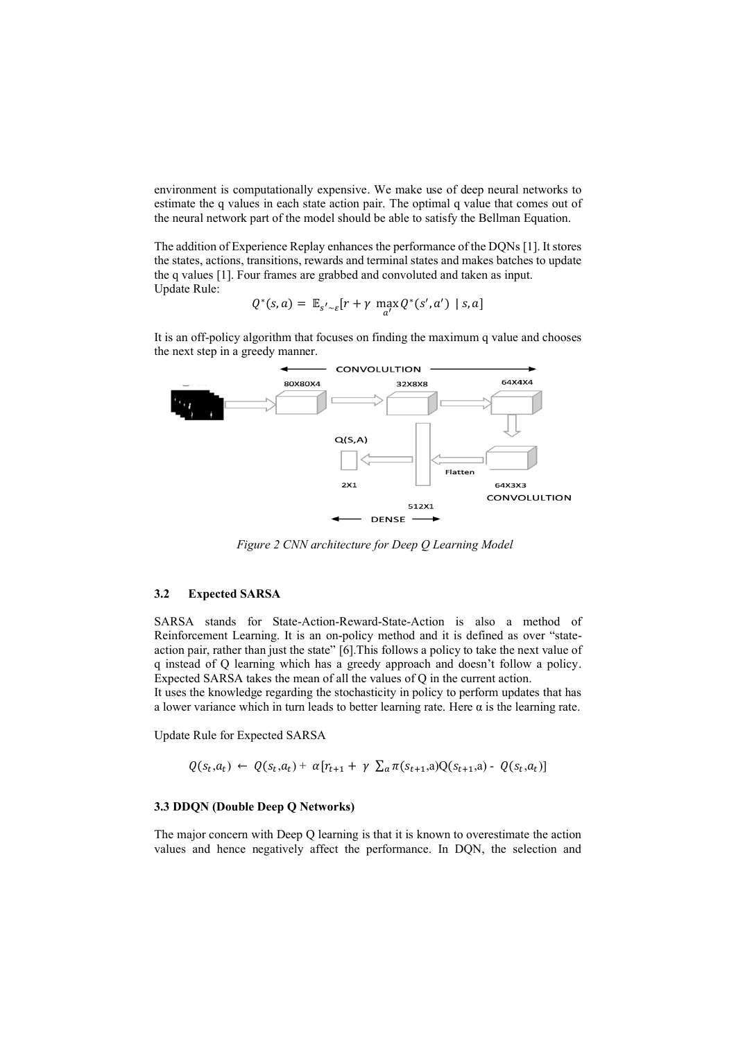environment is computationally expensive. We make use of deep neural networks to estimate the q values in each state action pair. The optimal q value that comes out of the neural network part of the model should be able to satisfy the Bellman Equation.

The addition of Experience Replay enhances the performance of the DQNs [1]. It stores the states, actions, transitions, rewards and terminal states and makes batches to update the q values [1]. Four frames are grabbed and convoluted and taken as input.
Update Rule:

$$Q^*(s,a) = \mathbb{E}_{s' \sim \varepsilon}[r + \gamma \max_{a'} Q^*(s', a') \mid s, a]$$

It is an off-policy algorithm that focuses on finding the maximum q value and chooses the next step in a greedy manner.

*Figure 2 CNN architecture for Deep Q Learning Model*

### 3.2 Expected SARSA

SARSA stands for State-Action-Reward-State-Action is also a method of Reinforcement Learning. It is an on-policy method and it is defined as over "state-action pair, rather than just the state" [6].This follows a policy to take the next value of q instead of Q learning which has a greedy approach and doesn't follow a policy. Expected SARSA takes the mean of all the values of Q in the current action.
It uses the knowledge regarding the stochasticity in policy to perform updates that has a lower variance which in turn leads to better learning rate. Here α is the learning rate.

Update Rule for Expected SARSA

$$Q(s_t, a_t) \leftarrow Q(s_t, a_t) + \alpha[r_{t+1} + \gamma \sum_a \pi(s_{t+1}, a) Q(s_{t+1}, a) - Q(s_t, a_t)]$$

### 3.3 DDQN (Double Deep Q Networks)

The major concern with Deep Q learning is that it is known to overestimate the action values and hence negatively affect the performance. In DQN, the selection and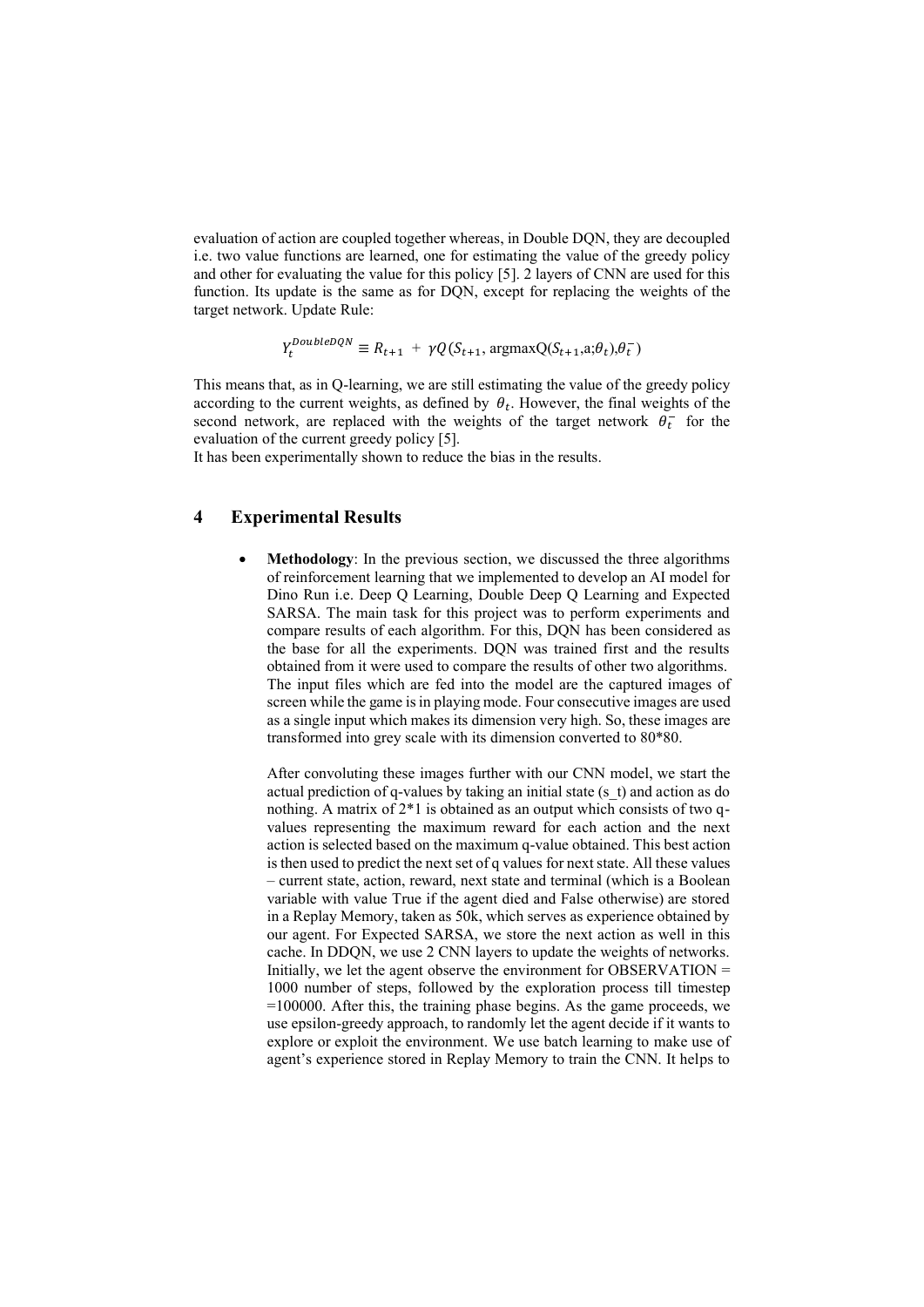evaluation of action are coupled together whereas, in Double DQN, they are decoupled i.e. two value functions are learned, one for estimating the value of the greedy policy and other for evaluating the value for this policy [5]. 2 layers of CNN are used for this function. Its update is the same as for DQN, except for replacing the weights of the target network. Update Rule:

$$Y_t^{DoubleDQN} \equiv R_{t+1} + \gamma Q(S_{t+1}, \text{argmax} Q(S_{t+1}, a; \theta_t), \theta_t^-)$$

This means that, as in Q-learning, we are still estimating the value of the greedy policy according to the current weights, as defined by $\theta_t$. However, the final weights of the second network, are replaced with the weights of the target network $\theta_t^-$ for the evaluation of the current greedy policy [5].
It has been experimentally shown to reduce the bias in the results.

## 4 Experimental Results

- **Methodology**: In the previous section, we discussed the three algorithms of reinforcement learning that we implemented to develop an AI model for Dino Run i.e. Deep Q Learning, Double Deep Q Learning and Expected SARSA. The main task for this project was to perform experiments and compare results of each algorithm. For this, DQN has been considered as the base for all the experiments. DQN was trained first and the results obtained from it were used to compare the results of other two algorithms. The input files which are fed into the model are the captured images of screen while the game is in playing mode. Four consecutive images are used as a single input which makes its dimension very high. So, these images are transformed into grey scale with its dimension converted to 80*80.

  After convoluting these images further with our CNN model, we start the actual prediction of q-values by taking an initial state (s_t) and action as do nothing. A matrix of 2*1 is obtained as an output which consists of two q-values representing the maximum reward for each action and the next action is selected based on the maximum q-value obtained. This best action is then used to predict the next set of q values for next state. All these values – current state, action, reward, next state and terminal (which is a Boolean variable with value True if the agent died and False otherwise) are stored in a Replay Memory, taken as 50k, which serves as experience obtained by our agent. For Expected SARSA, we store the next action as well in this cache. In DDQN, we use 2 CNN layers to update the weights of networks. Initially, we let the agent observe the environment for OBSERVATION = 1000 number of steps, followed by the exploration process till timestep =100000. After this, the training phase begins. As the game proceeds, we use epsilon-greedy approach, to randomly let the agent decide if it wants to explore or exploit the environment. We use batch learning to make use of agent's experience stored in Replay Memory to train the CNN. It helps to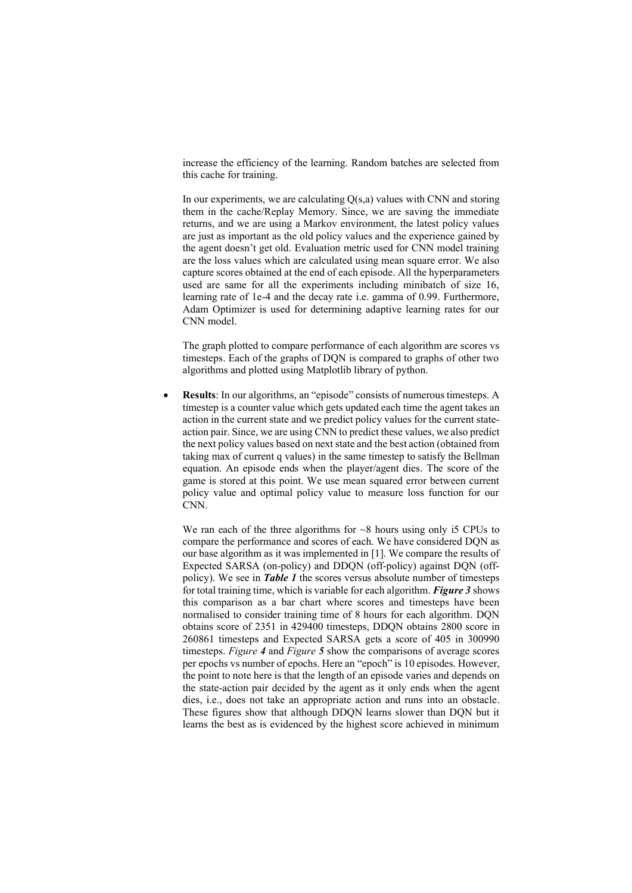increase the efficiency of the learning. Random batches are selected from this cache for training.

In our experiments, we are calculating Q(s,a) values with CNN and storing them in the cache/Replay Memory. Since, we are saving the immediate returns, and we are using a Markov environment, the latest policy values are just as important as the old policy values and the experience gained by the agent doesn't get old. Evaluation metric used for CNN model training are the loss values which are calculated using mean square error. We also capture scores obtained at the end of each episode. All the hyperparameters used are same for all the experiments including minibatch of size 16, learning rate of 1e-4 and the decay rate i.e. gamma of 0.99. Furthermore, Adam Optimizer is used for determining adaptive learning rates for our CNN model.

The graph plotted to compare performance of each algorithm are scores vs timesteps. Each of the graphs of DQN is compared to graphs of other two algorithms and plotted using Matplotlib library of python.

- **Results**: In our algorithms, an "episode" consists of numerous timesteps. A timestep is a counter value which gets updated each time the agent takes an action in the current state and we predict policy values for the current state-action pair. Since, we are using CNN to predict these values, we also predict the next policy values based on next state and the best action (obtained from taking max of current q values) in the same timestep to satisfy the Bellman equation. An episode ends when the player/agent dies. The score of the game is stored at this point. We use mean squared error between current policy value and optimal policy value to measure loss function for our CNN.

  We ran each of the three algorithms for ~8 hours using only i5 CPUs to compare the performance and scores of each. We have considered DQN as our base algorithm as it was implemented in [1]. We compare the results of Expected SARSA (on-policy) and DDQN (off-policy) against DQN (off-policy). We see in ***Table 1*** the scores versus absolute number of timesteps for total training time, which is variable for each algorithm. ***Figure 3*** shows this comparison as a bar chart where scores and timesteps have been normalised to consider training time of 8 hours for each algorithm. DQN obtains score of 2351 in 429400 timesteps, DDQN obtains 2800 score in 260861 timesteps and Expected SARSA gets a score of 405 in 300990 timesteps. *Figure **4*** and *Figure **5*** show the comparisons of average scores per epochs vs number of epochs. Here an "epoch" is 10 episodes. However, the point to note here is that the length of an episode varies and depends on the state-action pair decided by the agent as it only ends when the agent dies, i.e., does not take an appropriate action and runs into an obstacle. These figures show that although DDQN learns slower than DQN but it learns the best as is evidenced by the highest score achieved in minimum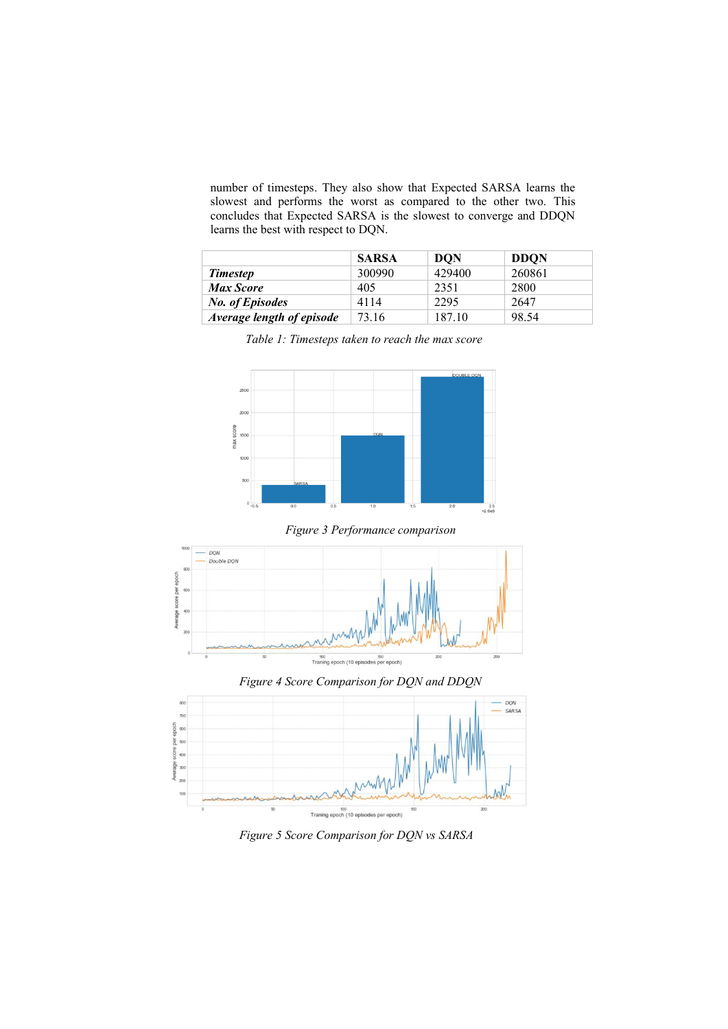number of timesteps. They also show that Expected SARSA learns the slowest and performs the worst as compared to the other two. This concludes that Expected SARSA is the slowest to converge and DDQN learns the best with respect to DQN.

| | SARSA | DQN | DDQN |
|---|---|---|---|
| ***Timestep*** | 300990 | 429400 | 260861 |
| ***Max Score*** | 405 | 2351 | 2800 |
| ***No. of Episodes*** | 4114 | 2295 | 2647 |
| ***Average length of episode*** | 73.16 | 187.10 | 98.54 |

*Table 1: Timesteps taken to reach the max score*

*Figure 3 Performance comparison*

*Figure 4 Score Comparison for DQN and DDQN*

*Figure 5 Score Comparison for DQN vs SARSA*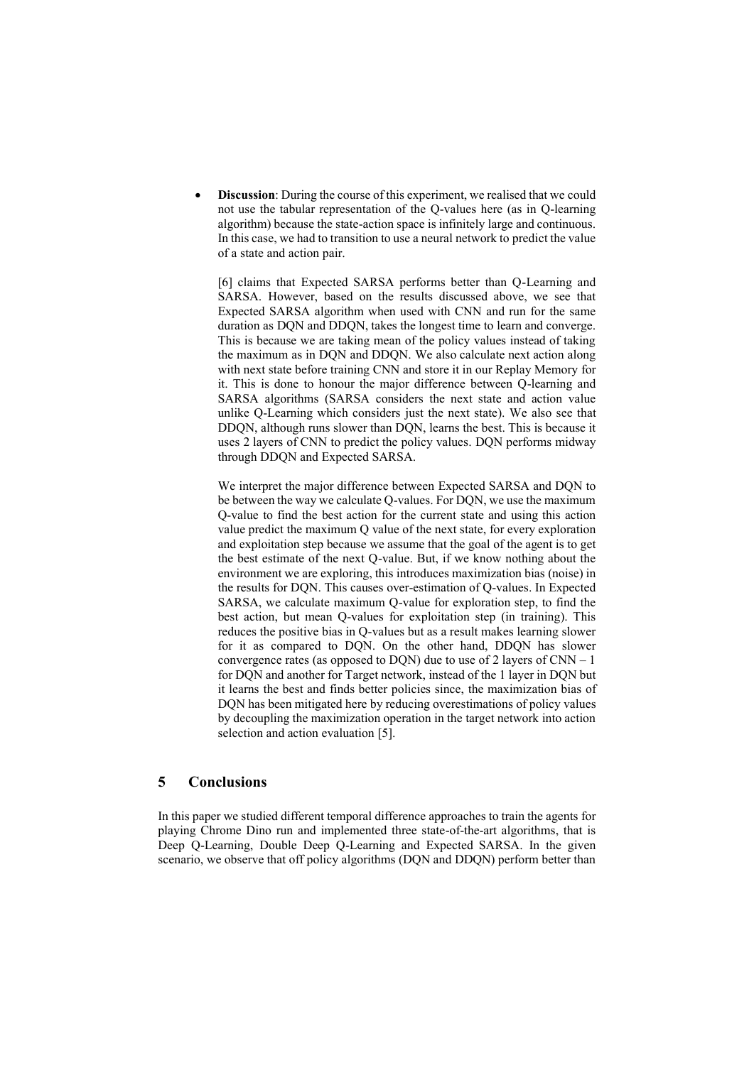- **Discussion**: During the course of this experiment, we realised that we could not use the tabular representation of the Q-values here (as in Q-learning algorithm) because the state-action space is infinitely large and continuous. In this case, we had to transition to use a neural network to predict the value of a state and action pair.

  [6] claims that Expected SARSA performs better than Q-Learning and SARSA. However, based on the results discussed above, we see that Expected SARSA algorithm when used with CNN and run for the same duration as DQN and DDQN, takes the longest time to learn and converge. This is because we are taking mean of the policy values instead of taking the maximum as in DQN and DDQN. We also calculate next action along with next state before training CNN and store it in our Replay Memory for it. This is done to honour the major difference between Q-learning and SARSA algorithms (SARSA considers the next state and action value unlike Q-Learning which considers just the next state). We also see that DDQN, although runs slower than DQN, learns the best. This is because it uses 2 layers of CNN to predict the policy values. DQN performs midway through DDQN and Expected SARSA.

  We interpret the major difference between Expected SARSA and DQN to be between the way we calculate Q-values. For DQN, we use the maximum Q-value to find the best action for the current state and using this action value predict the maximum Q value of the next state, for every exploration and exploitation step because we assume that the goal of the agent is to get the best estimate of the next Q-value. But, if we know nothing about the environment we are exploring, this introduces maximization bias (noise) in the results for DQN. This causes over-estimation of Q-values. In Expected SARSA, we calculate maximum Q-value for exploration step, to find the best action, but mean Q-values for exploitation step (in training). This reduces the positive bias in Q-values but as a result makes learning slower for it as compared to DQN. On the other hand, DDQN has slower convergence rates (as opposed to DQN) due to use of 2 layers of CNN – 1 for DQN and another for Target network, instead of the 1 layer in DQN but it learns the best and finds better policies since, the maximization bias of DQN has been mitigated here by reducing overestimations of policy values by decoupling the maximization operation in the target network into action selection and action evaluation [5].

## 5 Conclusions

In this paper we studied different temporal difference approaches to train the agents for playing Chrome Dino run and implemented three state-of-the-art algorithms, that is Deep Q-Learning, Double Deep Q-Learning and Expected SARSA. In the given scenario, we observe that off policy algorithms (DQN and DDQN) perform better than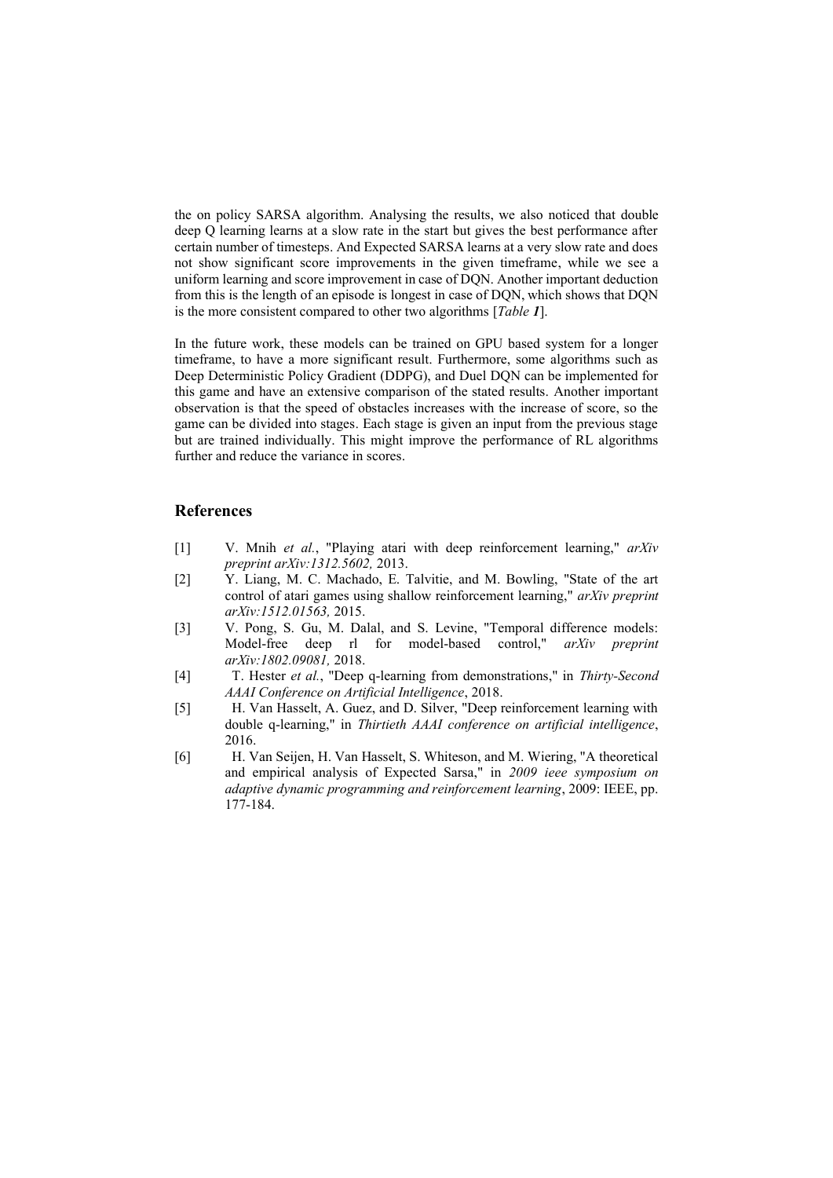the on policy SARSA algorithm. Analysing the results, we also noticed that double deep Q learning learns at a slow rate in the start but gives the best performance after certain number of timesteps. And Expected SARSA learns at a very slow rate and does not show significant score improvements in the given timeframe, while we see a uniform learning and score improvement in case of DQN. Another important deduction from this is the length of an episode is longest in case of DQN, which shows that DQN is the more consistent compared to other two algorithms [*Table **1***].

In the future work, these models can be trained on GPU based system for a longer timeframe, to have a more significant result. Furthermore, some algorithms such as Deep Deterministic Policy Gradient (DDPG), and Duel DQN can be implemented for this game and have an extensive comparison of the stated results. Another important observation is that the speed of obstacles increases with the increase of score, so the game can be divided into stages. Each stage is given an input from the previous stage but are trained individually. This might improve the performance of RL algorithms further and reduce the variance in scores.

## References

[1] V. Mnih *et al.*, "Playing atari with deep reinforcement learning," *arXiv preprint arXiv:1312.5602,* 2013.

[2] Y. Liang, M. C. Machado, E. Talvitie, and M. Bowling, "State of the art control of atari games using shallow reinforcement learning," *arXiv preprint arXiv:1512.01563,* 2015.

[3] V. Pong, S. Gu, M. Dalal, and S. Levine, "Temporal difference models: Model-free deep rl for model-based control," *arXiv preprint arXiv:1802.09081,* 2018.

[4] T. Hester *et al.*, "Deep q-learning from demonstrations," in *Thirty-Second AAAI Conference on Artificial Intelligence*, 2018.

[5] H. Van Hasselt, A. Guez, and D. Silver, "Deep reinforcement learning with double q-learning," in *Thirtieth AAAI conference on artificial intelligence*, 2016.

[6] H. Van Seijen, H. Van Hasselt, S. Whiteson, and M. Wiering, "A theoretical and empirical analysis of Expected Sarsa," in *2009 ieee symposium on adaptive dynamic programming and reinforcement learning*, 2009: IEEE, pp. 177-184.